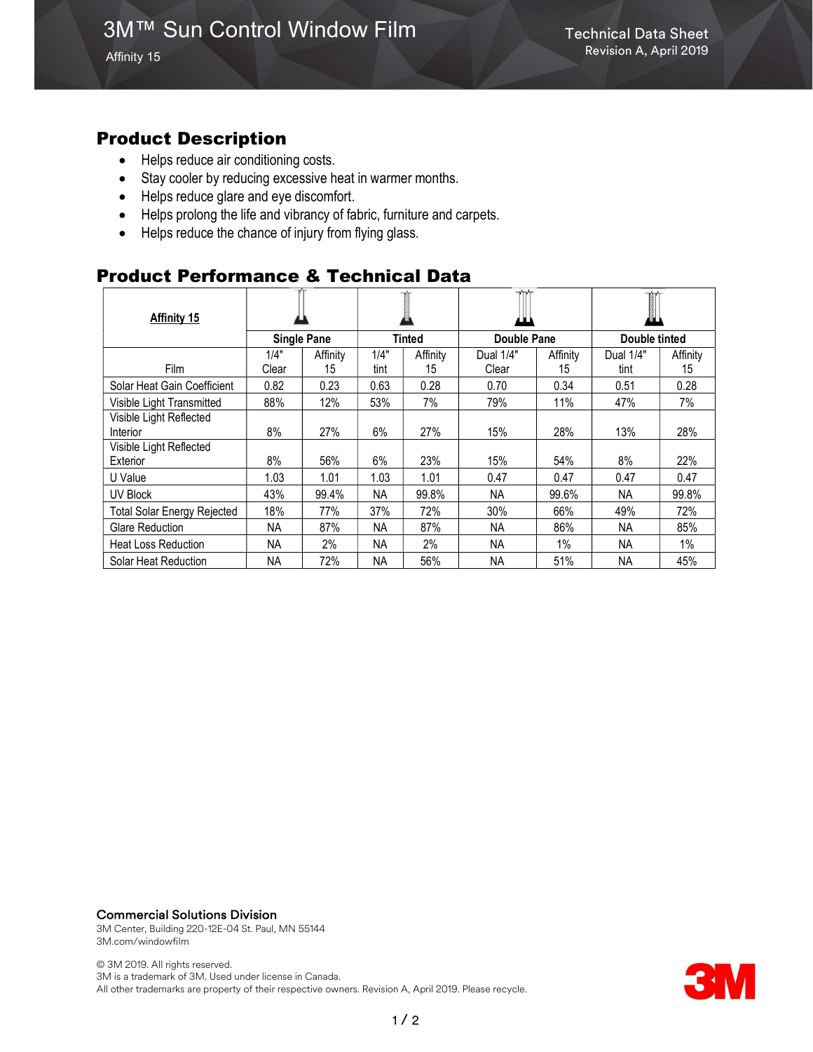# 3M™ Sun Control Window Film

Affinity 15

Technical Data Sheet
Revision A, April 2019

## Product Description

- Helps reduce air conditioning costs.
- Stay cooler by reducing excessive heat in warmer months.
- Helps reduce glare and eye discomfort.
- Helps prolong the life and vibrancy of fabric, furniture and carpets.
- Helps reduce the chance of injury from flying glass.

## Product Performance & Technical Data

| **Affinity 15** | Single Pane | | Tinted | | Double Pane | | Double tinted | |
|---|---|---|---|---|---|---|---|---|
| Film | 1/4" Clear | Affinity 15 | 1/4" tint | Affinity 15 | Dual 1/4" Clear | Affinity 15 | Dual 1/4" tint | Affinity 15 |
| Solar Heat Gain Coefficient | 0.82 | 0.23 | 0.63 | 0.28 | 0.70 | 0.34 | 0.51 | 0.28 |
| Visible Light Transmitted | 88% | 12% | 53% | 7% | 79% | 11% | 47% | 7% |
| Visible Light Reflected Interior | 8% | 27% | 6% | 27% | 15% | 28% | 13% | 28% |
| Visible Light Reflected Exterior | 8% | 56% | 6% | 23% | 15% | 54% | 8% | 22% |
| U Value | 1.03 | 1.01 | 1.03 | 1.01 | 0.47 | 0.47 | 0.47 | 0.47 |
| UV Block | 43% | 99.4% | NA | 99.8% | NA | 99.6% | NA | 99.8% |
| Total Solar Energy Rejected | 18% | 77% | 37% | 72% | 30% | 66% | 49% | 72% |
| Glare Reduction | NA | 87% | NA | 87% | NA | 86% | NA | 85% |
| Heat Loss Reduction | NA | 2% | NA | 2% | NA | 1% | NA | 1% |
| Solar Heat Reduction | NA | 72% | NA | 56% | NA | 51% | NA | 45% |

**Commercial Solutions Division**
3M Center, Building 220-12E-04 St. Paul, MN 55144
3M.com/windowfilm

© 3M 2019. All rights reserved.
3M is a trademark of 3M. Used under license in Canada.
All other trademarks are property of their respective owners. Revision A, April 2019. Please recycle.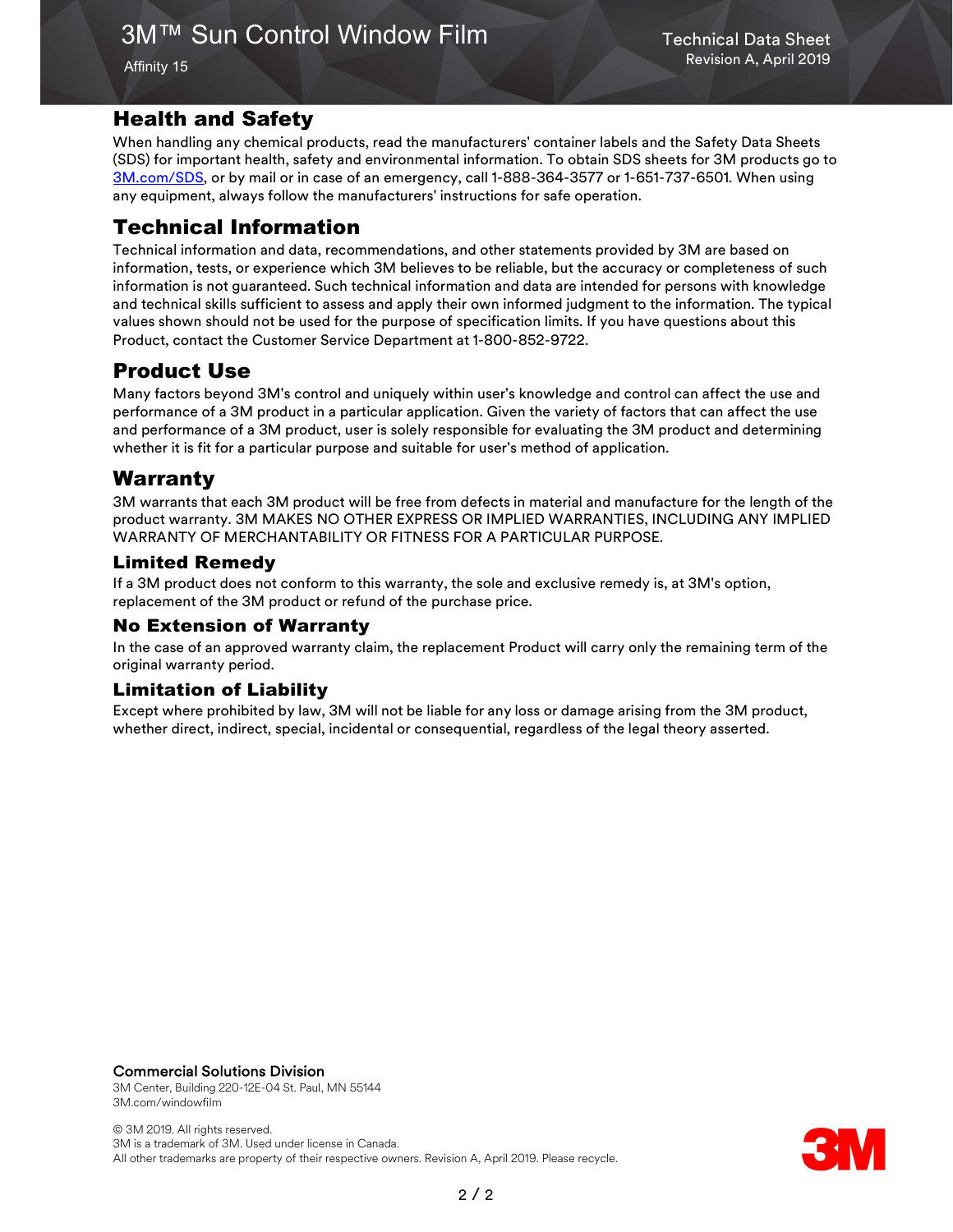## Health and Safety

When handling any chemical products, read the manufacturers' container labels and the Safety Data Sheets (SDS) for important health, safety and environmental information. To obtain SDS sheets for 3M products go to 3M.com/SDS, or by mail or in case of an emergency, call 1-888-364-3577 or 1-651-737-6501. When using any equipment, always follow the manufacturers' instructions for safe operation.

## Technical Information

Technical information and data, recommendations, and other statements provided by 3M are based on information, tests, or experience which 3M believes to be reliable, but the accuracy or completeness of such information is not guaranteed. Such technical information and data are intended for persons with knowledge and technical skills sufficient to assess and apply their own informed judgment to the information. The typical values shown should not be used for the purpose of specification limits. If you have questions about this Product, contact the Customer Service Department at 1-800-852-9722.

## Product Use

Many factors beyond 3M's control and uniquely within user's knowledge and control can affect the use and performance of a 3M product in a particular application. Given the variety of factors that can affect the use and performance of a 3M product, user is solely responsible for evaluating the 3M product and determining whether it is fit for a particular purpose and suitable for user's method of application.

## Warranty

3M warrants that each 3M product will be free from defects in material and manufacture for the length of the product warranty. 3M MAKES NO OTHER EXPRESS OR IMPLIED WARRANTIES, INCLUDING ANY IMPLIED WARRANTY OF MERCHANTABILITY OR FITNESS FOR A PARTICULAR PURPOSE.

### Limited Remedy

If a 3M product does not conform to this warranty, the sole and exclusive remedy is, at 3M's option, replacement of the 3M product or refund of the purchase price.

### No Extension of Warranty

In the case of an approved warranty claim, the replacement Product will carry only the remaining term of the original warranty period.

### Limitation of Liability

Except where prohibited by law, 3M will not be liable for any loss or damage arising from the 3M product, whether direct, indirect, special, incidental or consequential, regardless of the legal theory asserted.

**Commercial Solutions Division**
3M Center, Building 220-12E-04 St. Paul, MN 55144
3M.com/windowfilm

© 3M 2019. All rights reserved.
3M is a trademark of 3M. Used under license in Canada.
All other trademarks are property of their respective owners. Revision A, April 2019. Please recycle.